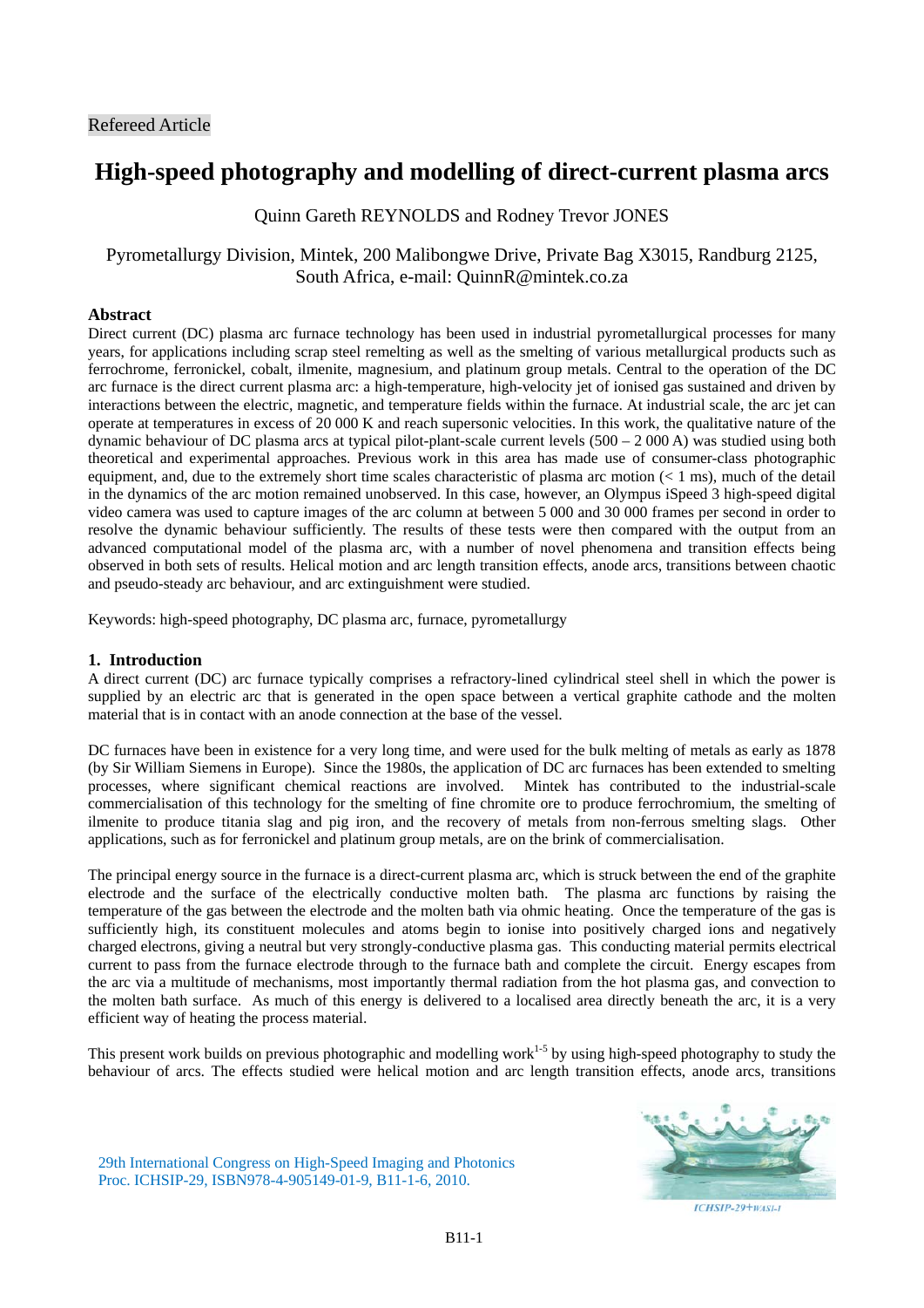Refereed Article

# High-speed photography and modelling of direct-current plasma arcs

Quinn Gareth REYNOLDS and Rodney Trevor JONES

Pyrometallurgy Division, Mintek, 200 Malibongwe Drive, Private Bag X3015, Randburg 2125, South Africa, e-mail: QuinnR@mintek.co.za

## Abstract

Direct current (DC) plasma arc furnace technology has been used in industrial pyrometallurgical processes for many years, for applications including scrap steel remelting as well as the smelting of various metallurgical products such as ferrochrome, ferronickel, cobalt, ilmenite, magnesium, and platinum group metals. Central to the operation of the DC arc furnace is the direct current plasma arc: a high-temperature, high-velocity jet of ionised gas sustained and driven by interactions between the electric, magnetic, and temperature fields within the furnace. At industrial scale, the arc jet can operate at temperatures in excess of 20 000 K and reach supersonic velocities. In this work, the qualitative nature of the dynamic behaviour of DC plasma arcs at typical pilot-plant-scale current levels (500 – 2 000 A) was studied using both theoretical and experimental approaches. Previous work in this area has made use of consumer-class photographic equipment, and, due to the extremely short time scales characteristic of plasma arc motion (< 1 ms), much of the detail in the dynamics of the arc motion remained unobserved. In this case, however, an Olympus iSpeed 3 high-speed digital video camera was used to capture images of the arc column at between 5 000 and 30 000 frames per second in order to resolve the dynamic behaviour sufficiently. The results of these tests were then compared with the output from an advanced computational model of the plasma arc, with a number of novel phenomena and transition effects being observed in both sets of results. Helical motion and arc length transition effects, anode arcs, transitions between chaotic and pseudo-steady arc behaviour, and arc extinguishment were studied.

Keywords: high-speed photography, DC plasma arc, furnace, pyrometallurgy

## 1. Introduction

A direct current (DC) arc furnace typically comprises a refractory-lined cylindrical steel shell in which the power is supplied by an electric arc that is generated in the open space between a vertical graphite cathode and the molten material that is in contact with an anode connection at the base of the vessel.

DC furnaces have been in existence for a very long time, and were used for the bulk melting of metals as early as 1878 (by Sir William Siemens in Europe). Since the 1980s, the application of DC arc furnaces has been extended to smelting processes, where significant chemical reactions are involved. Mintek has contributed to the industrial-scale commercialisation of this technology for the smelting of fine chromite ore to produce ferrochromium, the smelting of ilmenite to produce titania slag and pig iron, and the recovery of metals from non-ferrous smelting slags. Other applications, such as for ferronickel and platinum group metals, are on the brink of commercialisation.

The principal energy source in the furnace is a direct-current plasma arc, which is struck between the end of the graphite electrode and the surface of the electrically conductive molten bath. The plasma arc functions by raising the temperature of the gas between the electrode and the molten bath via ohmic heating. Once the temperature of the gas is sufficiently high, its constituent molecules and atoms begin to ionise into positively charged ions and negatively charged electrons, giving a neutral but very strongly-conductive plasma gas. This conducting material permits electrical current to pass from the furnace electrode through to the furnace bath and complete the circuit. Energy escapes from the arc via a multitude of mechanisms, most importantly thermal radiation from the hot plasma gas, and convection to the molten bath surface. As much of this energy is delivered to a localised area directly beneath the arc, it is a very efficient way of heating the process material.

This present work builds on previous photographic and modelling work[1-5] by using high-speed photography to study the behaviour of arcs. The effects studied were helical motion and arc length transition effects, anode arcs, transitions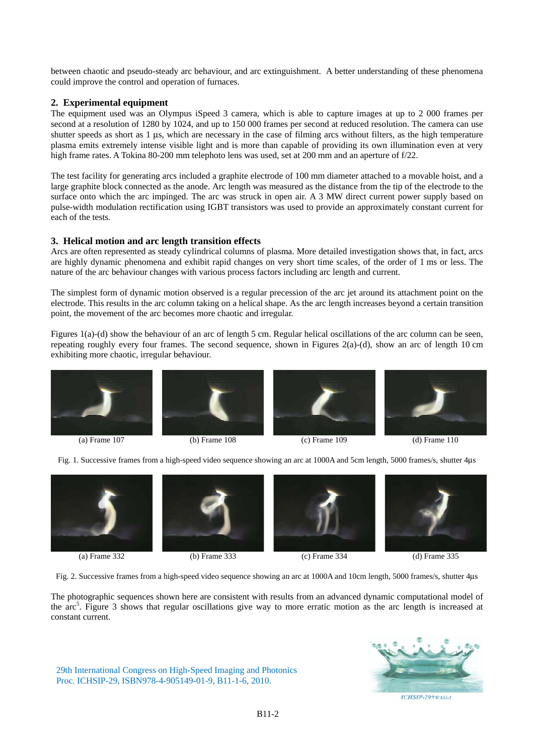between chaotic and pseudo-steady arc behaviour, and arc extinguishment. A better understanding of these phenomena could improve the control and operation of furnaces.

## 2. Experimental equipment

The equipment used was an Olympus iSpeed 3 camera, which is able to capture images at up to 2 000 frames per second at a resolution of 1280 by 1024, and up to 150 000 frames per second at reduced resolution. The camera can use shutter speeds as short as 1 µs, which are necessary in the case of filming arcs without filters, as the high temperature plasma emits extremely intense visible light and is more than capable of providing its own illumination even at very high frame rates. A Tokina 80-200 mm telephoto lens was used, set at 200 mm and an aperture of f/22.

The test facility for generating arcs included a graphite electrode of 100 mm diameter attached to a movable hoist, and a large graphite block connected as the anode. Arc length was measured as the distance from the tip of the electrode to the surface onto which the arc impinged. The arc was struck in open air. A 3 MW direct current power supply based on pulse-width modulation rectification using IGBT transistors was used to provide an approximately constant current for each of the tests.

## 3. Helical motion and arc length transition effects

Arcs are often represented as steady cylindrical columns of plasma. More detailed investigation shows that, in fact, arcs are highly dynamic phenomena and exhibit rapid changes on very short time scales, of the order of 1 ms or less. The nature of the arc behaviour changes with various process factors including arc length and current.

The simplest form of dynamic motion observed is a regular precession of the arc jet around its attachment point on the electrode. This results in the arc column taking on a helical shape. As the arc length increases beyond a certain transition point, the movement of the arc becomes more chaotic and irregular.

Figures 1(a)-(d) show the behaviour of an arc of length 5 cm. Regular helical oscillations of the arc column can be seen, repeating roughly every four frames. The second sequence, shown in Figures 2(a)-(d), show an arc of length 10 cm exhibiting more chaotic, irregular behaviour.

(a) Frame 107 (b) Frame 108 (c) Frame 109 (d) Frame 110

Fig. 1. Successive frames from a high-speed video sequence showing an arc at 1000A and 5cm length, 5000 frames/s, shutter 4µs

(a) Frame 332 (b) Frame 333 (c) Frame 334 (d) Frame 335

Fig. 2. Successive frames from a high-speed video sequence showing an arc at 1000A and 10cm length, 5000 frames/s, shutter 4µs

The photographic sequences shown here are consistent with results from an advanced dynamic computational model of the arc[5]. Figure 3 shows that regular oscillations give way to more erratic motion as the arc length is increased at constant current.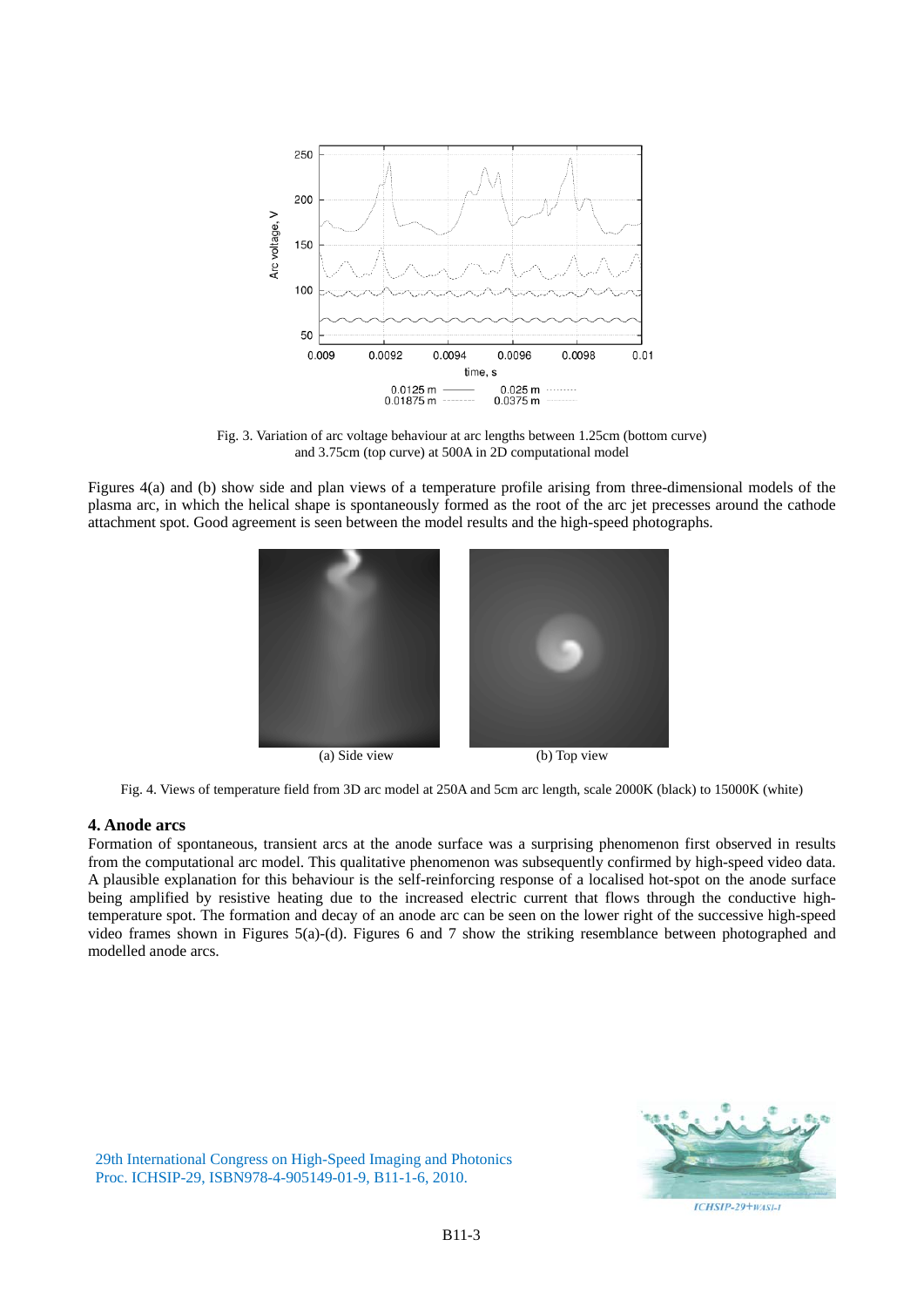Fig. 3. Variation of arc voltage behaviour at arc lengths between 1.25cm (bottom curve) and 3.75cm (top curve) at 500A in 2D computational model

Figures 4(a) and (b) show side and plan views of a temperature profile arising from three-dimensional models of the plasma arc, in which the helical shape is spontaneously formed as the root of the arc jet precesses around the cathode attachment spot. Good agreement is seen between the model results and the high-speed photographs.

(a) Side view

(b) Top view

Fig. 4. Views of temperature field from 3D arc model at 250A and 5cm arc length, scale 2000K (black) to 15000K (white)

### 4. Anode arcs

Formation of spontaneous, transient arcs at the anode surface was a surprising phenomenon first observed in results from the computational arc model. This qualitative phenomenon was subsequently confirmed by high-speed video data. A plausible explanation for this behaviour is the self-reinforcing response of a localised hot-spot on the anode surface being amplified by resistive heating due to the increased electric current that flows through the conductive high-temperature spot. The formation and decay of an anode arc can be seen on the lower right of the successive high-speed video frames shown in Figures 5(a)-(d). Figures 6 and 7 show the striking resemblance between photographed and modelled anode arcs.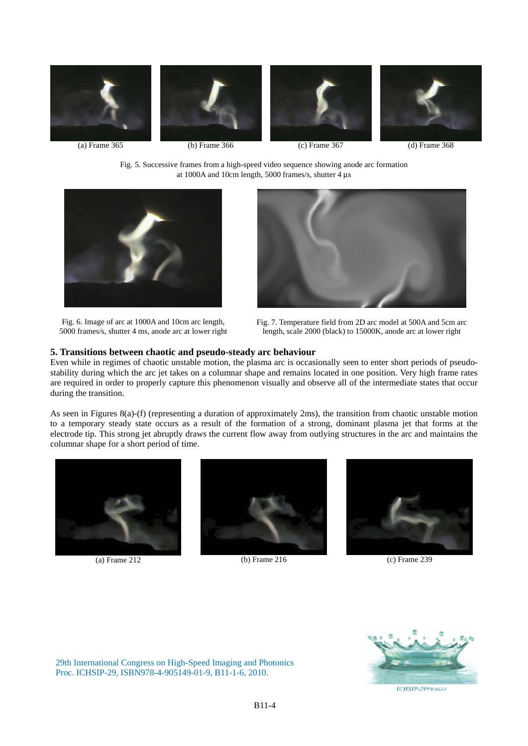(a) Frame 365 (b) Frame 366 (c) Frame 367 (d) Frame 368

Fig. 5. Successive frames from a high-speed video sequence showing anode arc formation at 1000A and 10cm length, 5000 frames/s, shutter 4 µs

Fig. 6. Image of arc at 1000A and 10cm arc length, 5000 frames/s, shutter 4 ms, anode arc at lower right

Fig. 7. Temperature field from 2D arc model at 500A and 5cm arc length, scale 2000 (black) to 15000K, anode arc at lower right

## 5. Transitions between chaotic and pseudo-steady arc behaviour

Even while in regimes of chaotic unstable motion, the plasma arc is occasionally seen to enter short periods of pseudo-stability during which the arc jet takes on a columnar shape and remains located in one position. Very high frame rates are required in order to properly capture this phenomenon visually and observe all of the intermediate states that occur during the transition.

As seen in Figures 8(a)-(f) (representing a duration of approximately 2ms), the transition from chaotic unstable motion to a temporary steady state occurs as a result of the formation of a strong, dominant plasma jet that forms at the electrode tip. This strong jet abruptly draws the current flow away from outlying structures in the arc and maintains the columnar shape for a short period of time.

(a) Frame 212 (b) Frame 216 (c) Frame 239

29th International Congress on High-Speed Imaging and Photonics
Proc. ICHSIP-29, ISBN978-4-905149-01-9, B11-1-6, 2010.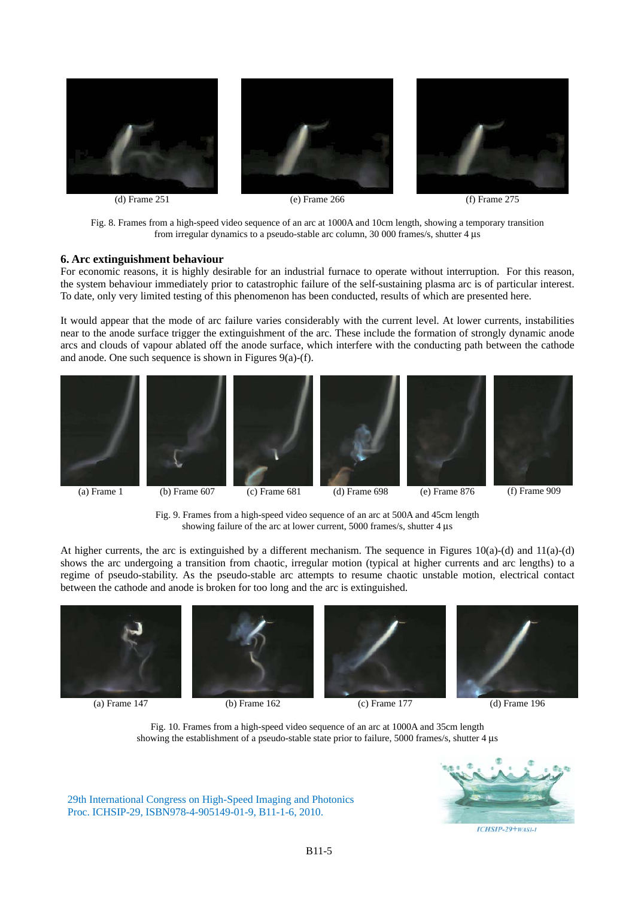(d) Frame 251 (e) Frame 266 (f) Frame 275

Fig. 8. Frames from a high-speed video sequence of an arc at 1000A and 10cm length, showing a temporary transition from irregular dynamics to a pseudo-stable arc column, 30 000 frames/s, shutter 4 µs

## 6. Arc extinguishment behaviour

For economic reasons, it is highly desirable for an industrial furnace to operate without interruption. For this reason, the system behaviour immediately prior to catastrophic failure of the self-sustaining plasma arc is of particular interest. To date, only very limited testing of this phenomenon has been conducted, results of which are presented here.

It would appear that the mode of arc failure varies considerably with the current level. At lower currents, instabilities near to the anode surface trigger the extinguishment of the arc. These include the formation of strongly dynamic anode arcs and clouds of vapour ablated off the anode surface, which interfere with the conducting path between the cathode and anode. One such sequence is shown in Figures 9(a)-(f).

(a) Frame 1 (b) Frame 607 (c) Frame 681 (d) Frame 698 (e) Frame 876 (f) Frame 909

Fig. 9. Frames from a high-speed video sequence of an arc at 500A and 45cm length showing failure of the arc at lower current, 5000 frames/s, shutter 4 µs

At higher currents, the arc is extinguished by a different mechanism. The sequence in Figures 10(a)-(d) and 11(a)-(d) shows the arc undergoing a transition from chaotic, irregular motion (typical at higher currents and arc lengths) to a regime of pseudo-stability. As the pseudo-stable arc attempts to resume chaotic unstable motion, electrical contact between the cathode and anode is broken for too long and the arc is extinguished.

(a) Frame 147 (b) Frame 162 (c) Frame 177 (d) Frame 196

Fig. 10. Frames from a high-speed video sequence of an arc at 1000A and 35cm length showing the establishment of a pseudo-stable state prior to failure, 5000 frames/s, shutter 4 µs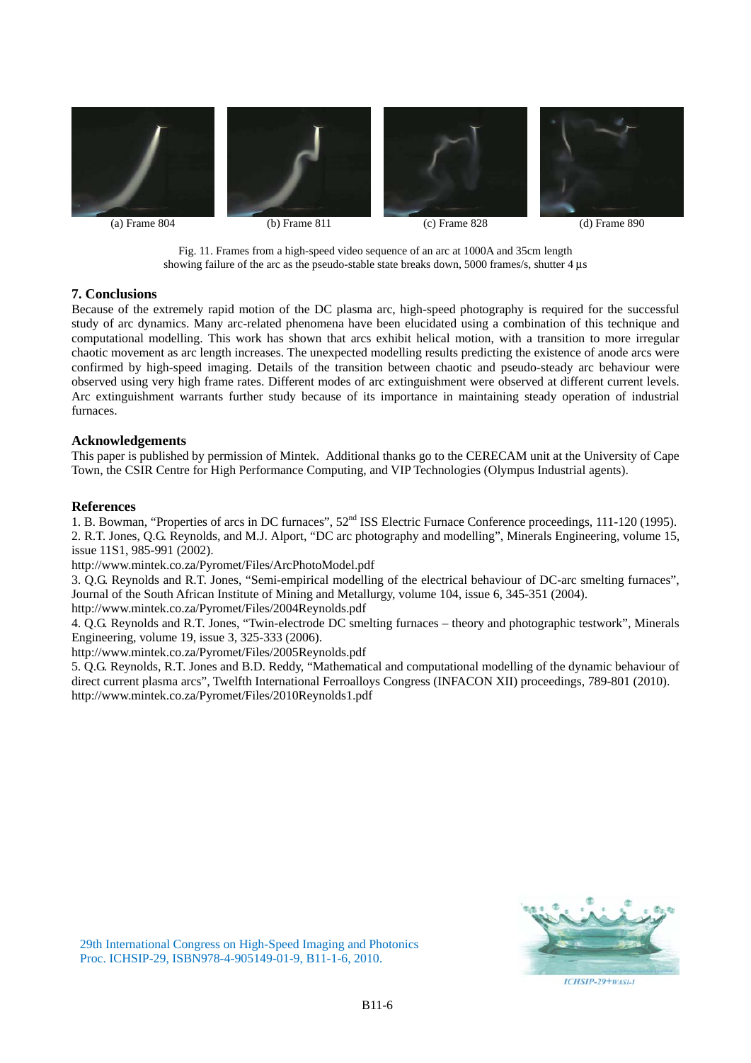(a) Frame 804 (b) Frame 811 (c) Frame 828 (d) Frame 890

Fig. 11. Frames from a high-speed video sequence of an arc at 1000A and 35cm length showing failure of the arc as the pseudo-stable state breaks down, 5000 frames/s, shutter 4 µs

## 7. Conclusions

Because of the extremely rapid motion of the DC plasma arc, high-speed photography is required for the successful study of arc dynamics. Many arc-related phenomena have been elucidated using a combination of this technique and computational modelling. This work has shown that arcs exhibit helical motion, with a transition to more irregular chaotic movement as arc length increases. The unexpected modelling results predicting the existence of anode arcs were confirmed by high-speed imaging. Details of the transition between chaotic and pseudo-steady arc behaviour were observed using very high frame rates. Different modes of arc extinguishment were observed at different current levels. Arc extinguishment warrants further study because of its importance in maintaining steady operation of industrial furnaces.

## Acknowledgements

This paper is published by permission of Mintek. Additional thanks go to the CERECAM unit at the University of Cape Town, the CSIR Centre for High Performance Computing, and VIP Technologies (Olympus Industrial agents).

## References

1. B. Bowman, "Properties of arcs in DC furnaces", 52nd ISS Electric Furnace Conference proceedings, 111-120 (1995).
2. R.T. Jones, Q.G. Reynolds, and M.J. Alport, "DC arc photography and modelling", Minerals Engineering, volume 15, issue 11S1, 985-991 (2002).
http://www.mintek.co.za/Pyromet/Files/ArcPhotoModel.pdf
3. Q.G. Reynolds and R.T. Jones, "Semi-empirical modelling of the electrical behaviour of DC-arc smelting furnaces", Journal of the South African Institute of Mining and Metallurgy, volume 104, issue 6, 345-351 (2004).
http://www.mintek.co.za/Pyromet/Files/2004Reynolds.pdf
4. Q.G. Reynolds and R.T. Jones, "Twin-electrode DC smelting furnaces – theory and photographic testwork", Minerals Engineering, volume 19, issue 3, 325-333 (2006).
http://www.mintek.co.za/Pyromet/Files/2005Reynolds.pdf
5. Q.G. Reynolds, R.T. Jones and B.D. Reddy, "Mathematical and computational modelling of the dynamic behaviour of direct current plasma arcs", Twelfth International Ferroalloys Congress (INFACON XII) proceedings, 789-801 (2010).
http://www.mintek.co.za/Pyromet/Files/2010Reynolds1.pdf